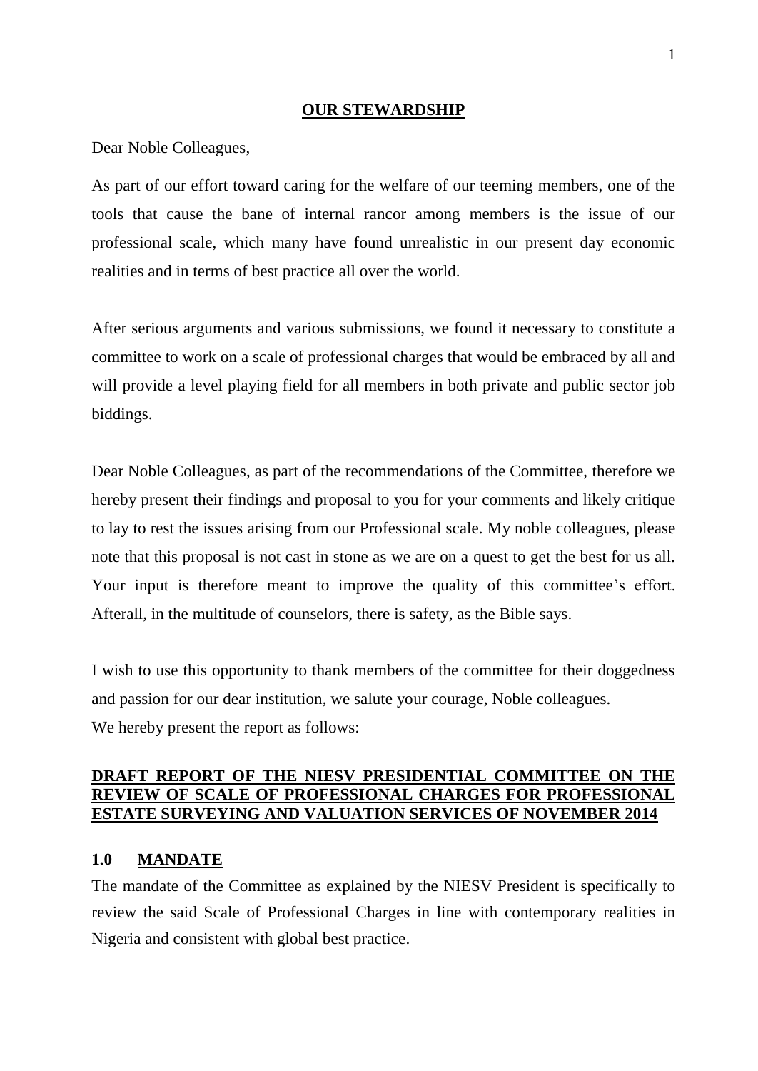## OUR STEWARDSHIP

Dear Noble Colleagues,

As part of our effort toward caring for the welfare of our teeming members, one of the tools that cause the bane of internal rancor among members is the issue of our professional scale, which many have found unrealistic in our present day economic realities and in terms of best practice all over the world.

After serious arguments and various submissions, we found it necessary to constitute a committee to work on a scale of professional charges that would be embraced by all and will provide a level playing field for all members in both private and public sector job biddings.

Dear Noble Colleagues, as part of the recommendations of the Committee, therefore we hereby present their findings and proposal to you for your comments and likely critique to lay to rest the issues arising from our Professional scale. My noble colleagues, please note that this proposal is not cast in stone as we are on a quest to get the best for us all. Your input is therefore meant to improve the quality of this committee's effort. Afterall, in the multitude of counselors, there is safety, as the Bible says.

I wish to use this opportunity to thank members of the committee for their doggedness and passion for our dear institution, we salute your courage, Noble colleagues.
We hereby present the report as follows:

## DRAFT REPORT OF THE NIESV PRESIDENTIAL COMMITTEE ON THE REVIEW OF SCALE OF PROFESSIONAL CHARGES FOR PROFESSIONAL ESTATE SURVEYING AND VALUATION SERVICES OF NOVEMBER 2014

### 1.0 MANDATE

The mandate of the Committee as explained by the NIESV President is specifically to review the said Scale of Professional Charges in line with contemporary realities in Nigeria and consistent with global best practice.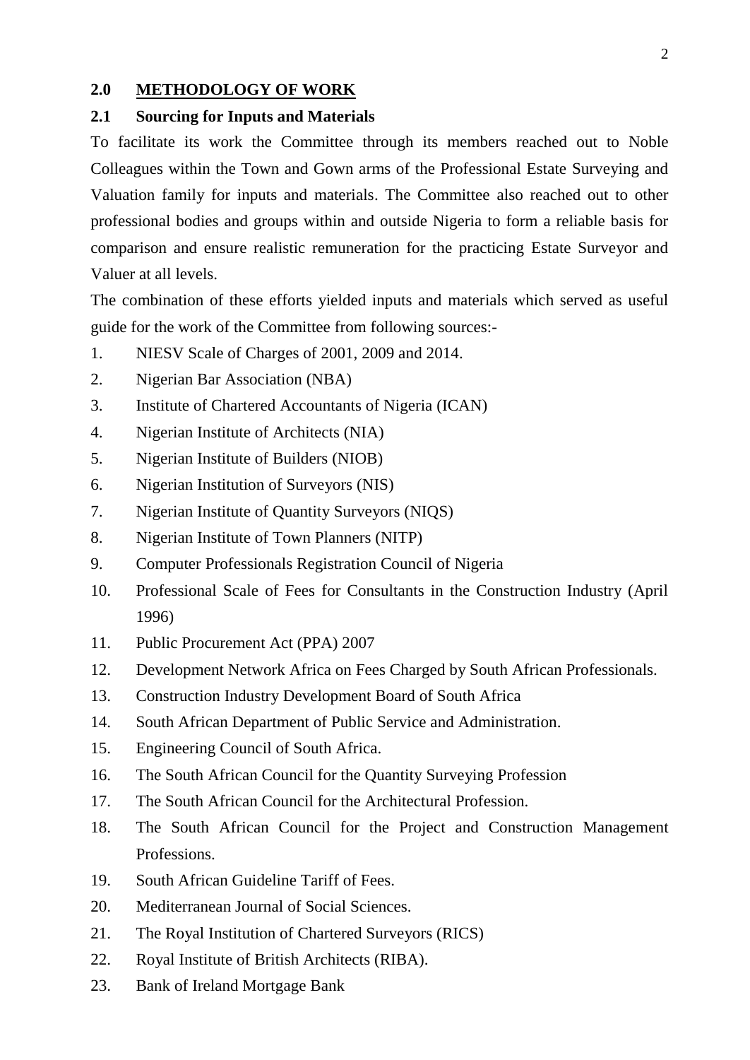## 2.0 METHODOLOGY OF WORK

### 2.1 Sourcing for Inputs and Materials

To facilitate its work the Committee through its members reached out to Noble Colleagues within the Town and Gown arms of the Professional Estate Surveying and Valuation family for inputs and materials. The Committee also reached out to other professional bodies and groups within and outside Nigeria to form a reliable basis for comparison and ensure realistic remuneration for the practicing Estate Surveyor and Valuer at all levels.

The combination of these efforts yielded inputs and materials which served as useful guide for the work of the Committee from following sources:-

1. NIESV Scale of Charges of 2001, 2009 and 2014.
2. Nigerian Bar Association (NBA)
3. Institute of Chartered Accountants of Nigeria (ICAN)
4. Nigerian Institute of Architects (NIA)
5. Nigerian Institute of Builders (NIOB)
6. Nigerian Institution of Surveyors (NIS)
7. Nigerian Institute of Quantity Surveyors (NIQS)
8. Nigerian Institute of Town Planners (NITP)
9. Computer Professionals Registration Council of Nigeria
10. Professional Scale of Fees for Consultants in the Construction Industry (April 1996)
11. Public Procurement Act (PPA) 2007
12. Development Network Africa on Fees Charged by South African Professionals.
13. Construction Industry Development Board of South Africa
14. South African Department of Public Service and Administration.
15. Engineering Council of South Africa.
16. The South African Council for the Quantity Surveying Profession
17. The South African Council for the Architectural Profession.
18. The South African Council for the Project and Construction Management Professions.
19. South African Guideline Tariff of Fees.
20. Mediterranean Journal of Social Sciences.
21. The Royal Institution of Chartered Surveyors (RICS)
22. Royal Institute of British Architects (RIBA).
23. Bank of Ireland Mortgage Bank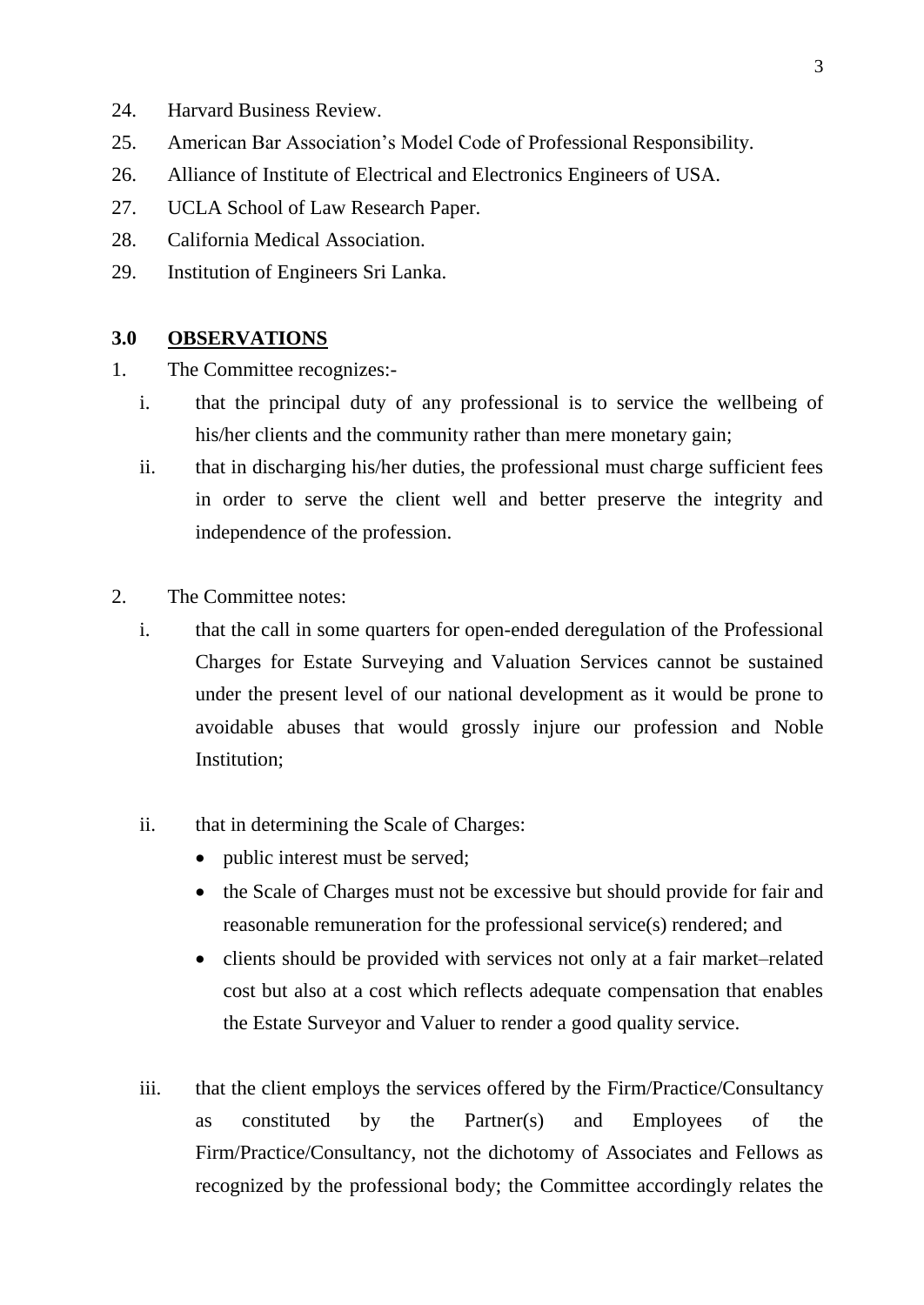24. Harvard Business Review.
25. American Bar Association's Model Code of Professional Responsibility.
26. Alliance of Institute of Electrical and Electronics Engineers of USA.
27. UCLA School of Law Research Paper.
28. California Medical Association.
29. Institution of Engineers Sri Lanka.

## 3.0 OBSERVATIONS

1. The Committee recognizes:-
   1. that the principal duty of any professional is to service the wellbeing of his/her clients and the community rather than mere monetary gain;
   2. that in discharging his/her duties, the professional must charge sufficient fees in order to serve the client well and better preserve the integrity and independence of the profession.

2. The Committee notes:
   1. that the call in some quarters for open-ended deregulation of the Professional Charges for Estate Surveying and Valuation Services cannot be sustained under the present level of our national development as it would be prone to avoidable abuses that would grossly injure our profession and Noble Institution;
   2. that in determining the Scale of Charges:
      - public interest must be served;
      - the Scale of Charges must not be excessive but should provide for fair and reasonable remuneration for the professional service(s) rendered; and
      - clients should be provided with services not only at a fair market–related cost but also at a cost which reflects adequate compensation that enables the Estate Surveyor and Valuer to render a good quality service.
   3. that the client employs the services offered by the Firm/Practice/Consultancy as constituted by the Partner(s) and Employees of the Firm/Practice/Consultancy, not the dichotomy of Associates and Fellows as recognized by the professional body; the Committee accordingly relates the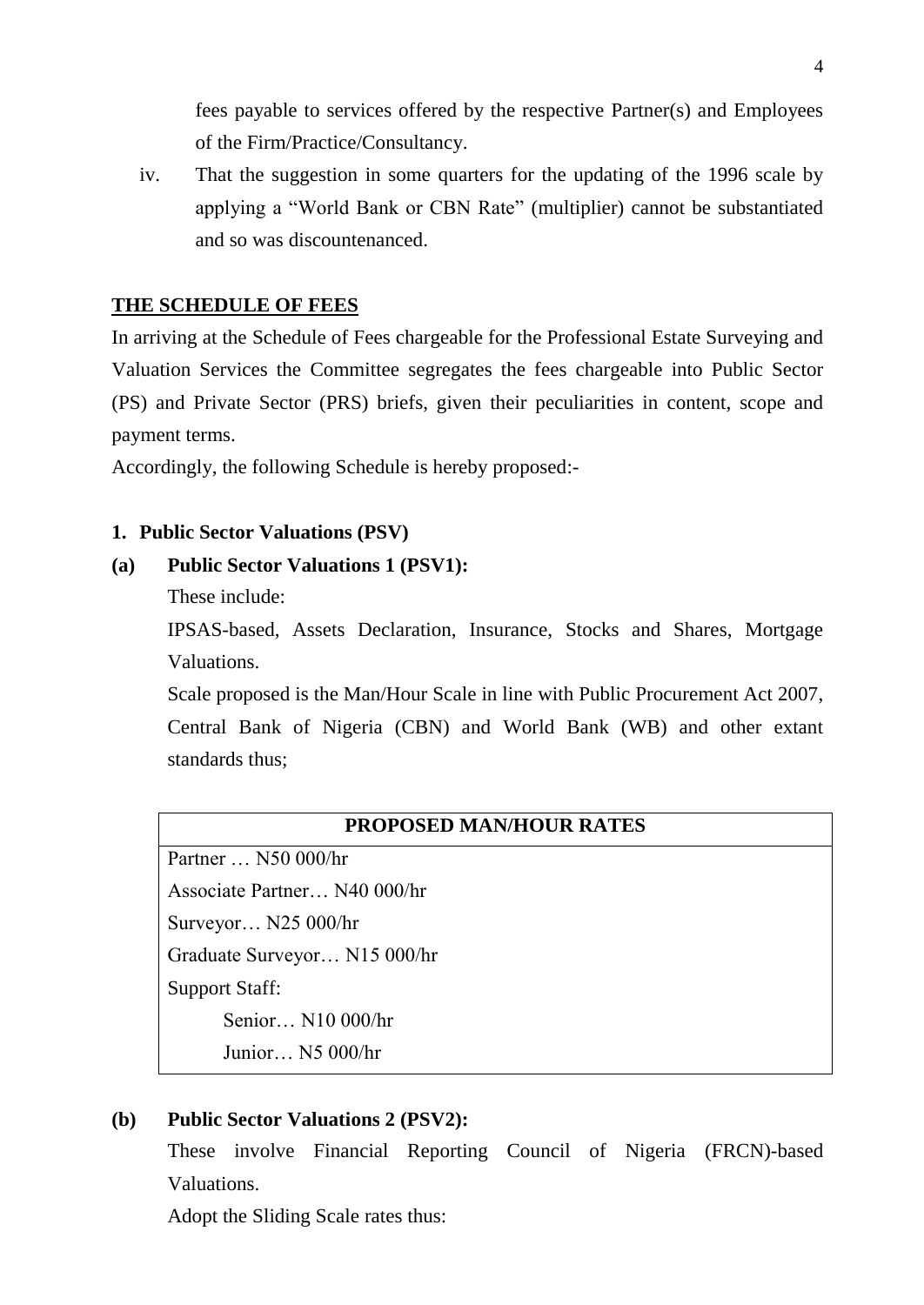fees payable to services offered by the respective Partner(s) and Employees of the Firm/Practice/Consultancy.

iv. That the suggestion in some quarters for the updating of the 1996 scale by applying a "World Bank or CBN Rate" (multiplier) cannot be substantiated and so was discountenanced.

## THE SCHEDULE OF FEES

In arriving at the Schedule of Fees chargeable for the Professional Estate Surveying and Valuation Services the Committee segregates the fees chargeable into Public Sector (PS) and Private Sector (PRS) briefs, given their peculiarities in content, scope and payment terms.

Accordingly, the following Schedule is hereby proposed:-

### 1. Public Sector Valuations (PSV)

**(a) Public Sector Valuations 1 (PSV1):**

These include:

IPSAS-based, Assets Declaration, Insurance, Stocks and Shares, Mortgage Valuations.

Scale proposed is the Man/Hour Scale in line with Public Procurement Act 2007, Central Bank of Nigeria (CBN) and World Bank (WB) and other extant standards thus;

| PROPOSED MAN/HOUR RATES |
|---|
| Partner … N50 000/hr |
| Associate Partner… N40 000/hr |
| Surveyor… N25 000/hr |
| Graduate Surveyor… N15 000/hr |
| Support Staff: |
| Senior… N10 000/hr |
| Junior… N5 000/hr |

**(b) Public Sector Valuations 2 (PSV2):**

These involve Financial Reporting Council of Nigeria (FRCN)-based Valuations.

Adopt the Sliding Scale rates thus: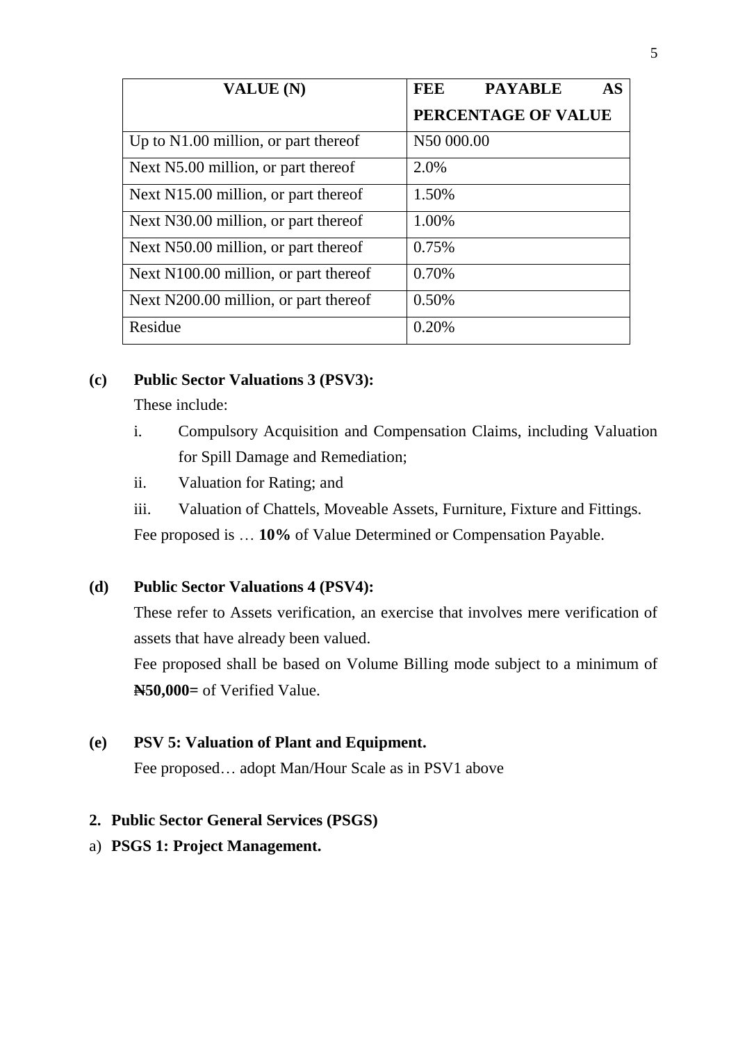| VALUE (N) | FEE PAYABLE AS PERCENTAGE OF VALUE |
| --- | --- |
| Up to N1.00 million, or part thereof | N50 000.00 |
| Next N5.00 million, or part thereof | 2.0% |
| Next N15.00 million, or part thereof | 1.50% |
| Next N30.00 million, or part thereof | 1.00% |
| Next N50.00 million, or part thereof | 0.75% |
| Next N100.00 million, or part thereof | 0.70% |
| Next N200.00 million, or part thereof | 0.50% |
| Residue | 0.20% |

**(c) Public Sector Valuations 3 (PSV3):**

These include:

i. Compulsory Acquisition and Compensation Claims, including Valuation for Spill Damage and Remediation;

ii. Valuation for Rating; and

iii. Valuation of Chattels, Moveable Assets, Furniture, Fixture and Fittings.

Fee proposed is … **10%** of Value Determined or Compensation Payable.

**(d) Public Sector Valuations 4 (PSV4):**

These refer to Assets verification, an exercise that involves mere verification of assets that have already been valued.

Fee proposed shall be based on Volume Billing mode subject to a minimum of **₦50,000=** of Verified Value.

**(e) PSV 5: Valuation of Plant and Equipment.**

Fee proposed… adopt Man/Hour Scale as in PSV1 above

**2. Public Sector General Services (PSGS)**

a) **PSGS 1: Project Management.**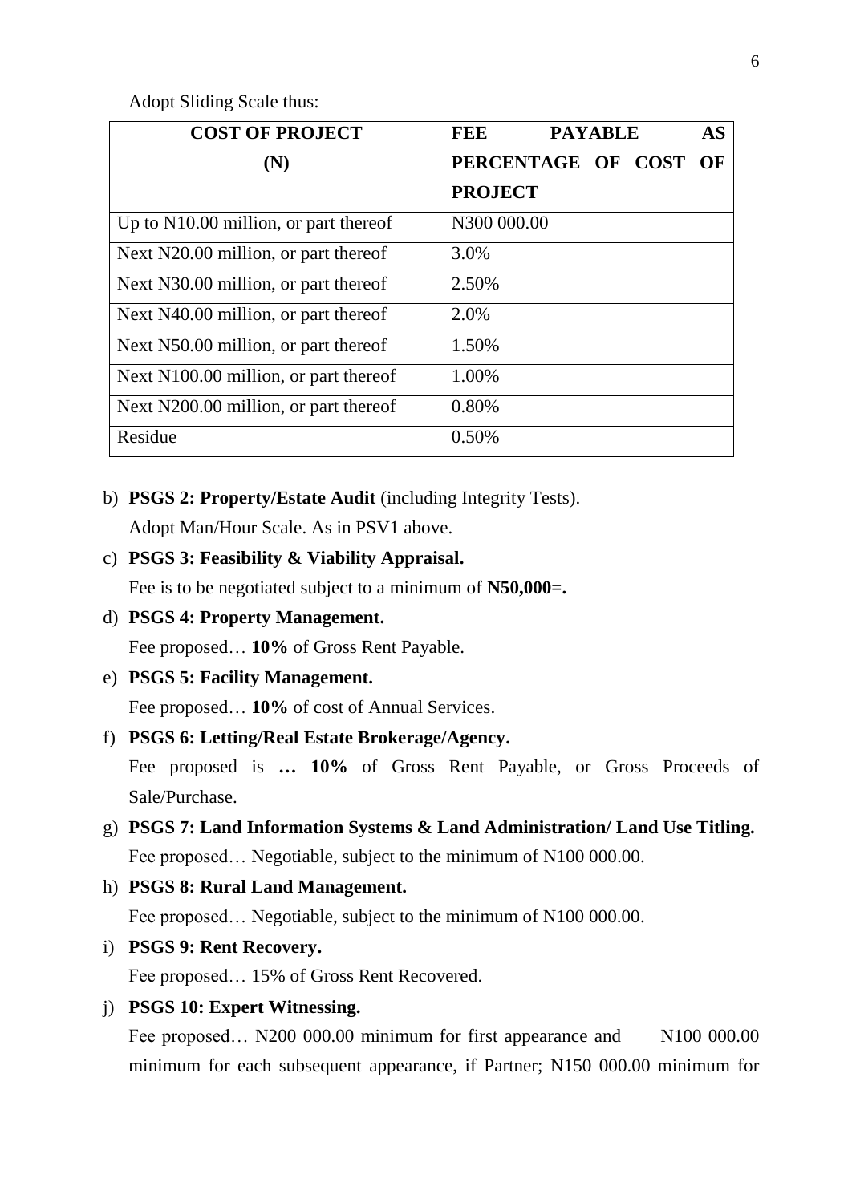Adopt Sliding Scale thus:

| COST OF PROJECT (N) | FEE PAYABLE AS PERCENTAGE OF COST OF PROJECT |
|---|---|
| Up to N10.00 million, or part thereof | N300 000.00 |
| Next N20.00 million, or part thereof | 3.0% |
| Next N30.00 million, or part thereof | 2.50% |
| Next N40.00 million, or part thereof | 2.0% |
| Next N50.00 million, or part thereof | 1.50% |
| Next N100.00 million, or part thereof | 1.00% |
| Next N200.00 million, or part thereof | 0.80% |
| Residue | 0.50% |

b) **PSGS 2: Property/Estate Audit** (including Integrity Tests).
   Adopt Man/Hour Scale. As in PSV1 above.

c) **PSGS 3: Feasibility & Viability Appraisal.**
   Fee is to be negotiated subject to a minimum of **N50,000=.**

d) **PSGS 4: Property Management.**
   Fee proposed… **10%** of Gross Rent Payable.

e) **PSGS 5: Facility Management.**
   Fee proposed… **10%** of cost of Annual Services.

f) **PSGS 6: Letting/Real Estate Brokerage/Agency.**
   Fee proposed is **… 10%** of Gross Rent Payable, or Gross Proceeds of Sale/Purchase.

g) **PSGS 7: Land Information Systems & Land Administration/ Land Use Titling.**
   Fee proposed… Negotiable, subject to the minimum of N100 000.00.

h) **PSGS 8: Rural Land Management.**
   Fee proposed… Negotiable, subject to the minimum of N100 000.00.

i) **PSGS 9: Rent Recovery.**
   Fee proposed… 15% of Gross Rent Recovered.

j) **PSGS 10: Expert Witnessing.**
   Fee proposed… N200 000.00 minimum for first appearance and N100 000.00 minimum for each subsequent appearance, if Partner; N150 000.00 minimum for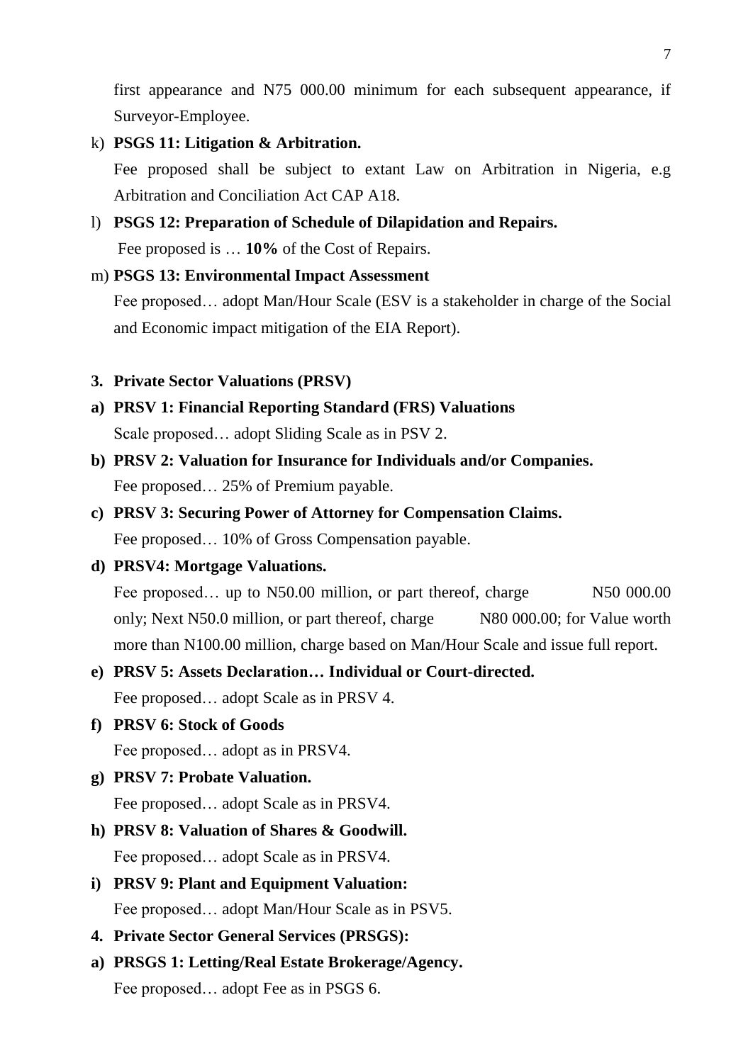first appearance and N75 000.00 minimum for each subsequent appearance, if Surveyor-Employee.

k) **PSGS 11: Litigation & Arbitration.**

Fee proposed shall be subject to extant Law on Arbitration in Nigeria, e.g Arbitration and Conciliation Act CAP A18.

l) **PSGS 12: Preparation of Schedule of Dilapidation and Repairs.**

Fee proposed is … **10%** of the Cost of Repairs.

m) **PSGS 13: Environmental Impact Assessment**

Fee proposed… adopt Man/Hour Scale (ESV is a stakeholder in charge of the Social and Economic impact mitigation of the EIA Report).

**3. Private Sector Valuations (PRSV)**

**a) PRSV 1: Financial Reporting Standard (FRS) Valuations**

Scale proposed… adopt Sliding Scale as in PSV 2.

**b) PRSV 2: Valuation for Insurance for Individuals and/or Companies.**

Fee proposed… 25% of Premium payable.

**c) PRSV 3: Securing Power of Attorney for Compensation Claims.**

Fee proposed… 10% of Gross Compensation payable.

**d) PRSV4: Mortgage Valuations.**

Fee proposed… up to N50.00 million, or part thereof, charge N50 000.00 only; Next N50.0 million, or part thereof, charge N80 000.00; for Value worth more than N100.00 million, charge based on Man/Hour Scale and issue full report.

**e) PRSV 5: Assets Declaration… Individual or Court-directed.**

Fee proposed… adopt Scale as in PRSV 4.

**f) PRSV 6: Stock of Goods**

Fee proposed… adopt as in PRSV4.

**g) PRSV 7: Probate Valuation.**

Fee proposed… adopt Scale as in PRSV4.

**h) PRSV 8: Valuation of Shares & Goodwill.**

Fee proposed… adopt Scale as in PRSV4.

**i) PRSV 9: Plant and Equipment Valuation:**

Fee proposed… adopt Man/Hour Scale as in PSV5.

**4. Private Sector General Services (PRSGS):**

**a) PRSGS 1: Letting/Real Estate Brokerage/Agency.**

Fee proposed… adopt Fee as in PSGS 6.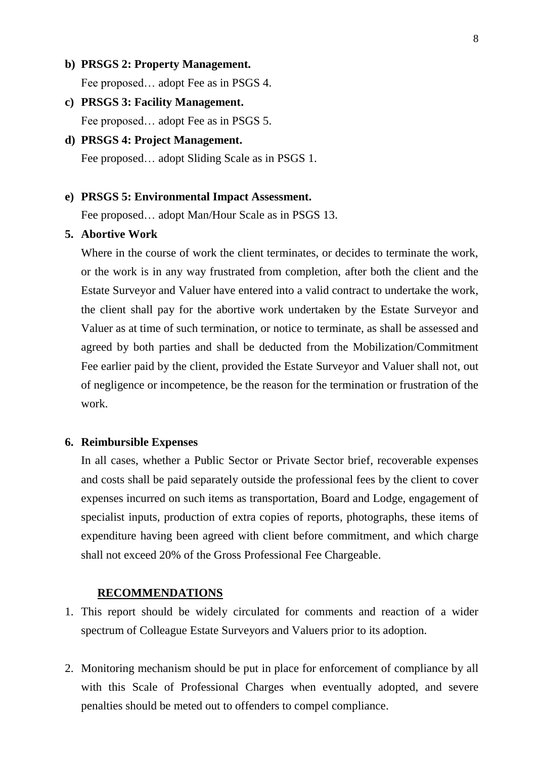**b) PRSGS 2: Property Management.**

Fee proposed… adopt Fee as in PSGS 4.

**c) PRSGS 3: Facility Management.**

Fee proposed… adopt Fee as in PSGS 5.

**d) PRSGS 4: Project Management.**

Fee proposed… adopt Sliding Scale as in PSGS 1.

**e) PRSGS 5: Environmental Impact Assessment.**

Fee proposed… adopt Man/Hour Scale as in PSGS 13.

**5. Abortive Work**

Where in the course of work the client terminates, or decides to terminate the work, or the work is in any way frustrated from completion, after both the client and the Estate Surveyor and Valuer have entered into a valid contract to undertake the work, the client shall pay for the abortive work undertaken by the Estate Surveyor and Valuer as at time of such termination, or notice to terminate, as shall be assessed and agreed by both parties and shall be deducted from the Mobilization/Commitment Fee earlier paid by the client, provided the Estate Surveyor and Valuer shall not, out of negligence or incompetence, be the reason for the termination or frustration of the work.

**6. Reimbursible Expenses**

In all cases, whether a Public Sector or Private Sector brief, recoverable expenses and costs shall be paid separately outside the professional fees by the client to cover expenses incurred on such items as transportation, Board and Lodge, engagement of specialist inputs, production of extra copies of reports, photographs, these items of expenditure having been agreed with client before commitment, and which charge shall not exceed 20% of the Gross Professional Fee Chargeable.

**RECOMMENDATIONS**

1. This report should be widely circulated for comments and reaction of a wider spectrum of Colleague Estate Surveyors and Valuers prior to its adoption.

2. Monitoring mechanism should be put in place for enforcement of compliance by all with this Scale of Professional Charges when eventually adopted, and severe penalties should be meted out to offenders to compel compliance.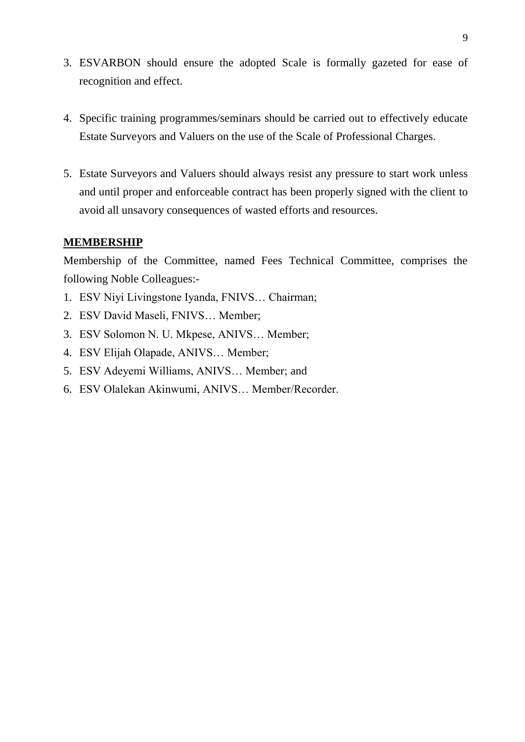3. ESVARBON should ensure the adopted Scale is formally gazeted for ease of recognition and effect.

4. Specific training programmes/seminars should be carried out to effectively educate Estate Surveyors and Valuers on the use of the Scale of Professional Charges.

5. Estate Surveyors and Valuers should always resist any pressure to start work unless and until proper and enforceable contract has been properly signed with the client to avoid all unsavory consequences of wasted efforts and resources.

**MEMBERSHIP**

Membership of the Committee, named Fees Technical Committee, comprises the following Noble Colleagues:-

1. ESV Niyi Livingstone Iyanda, FNIVS… Chairman;
2. ESV David Maseli, FNIVS… Member;
3. ESV Solomon N. U. Mkpese, ANIVS… Member;
4. ESV Elijah Olapade, ANIVS… Member;
5. ESV Adeyemi Williams, ANIVS… Member; and
6. ESV Olalekan Akinwumi, ANIVS… Member/Recorder.